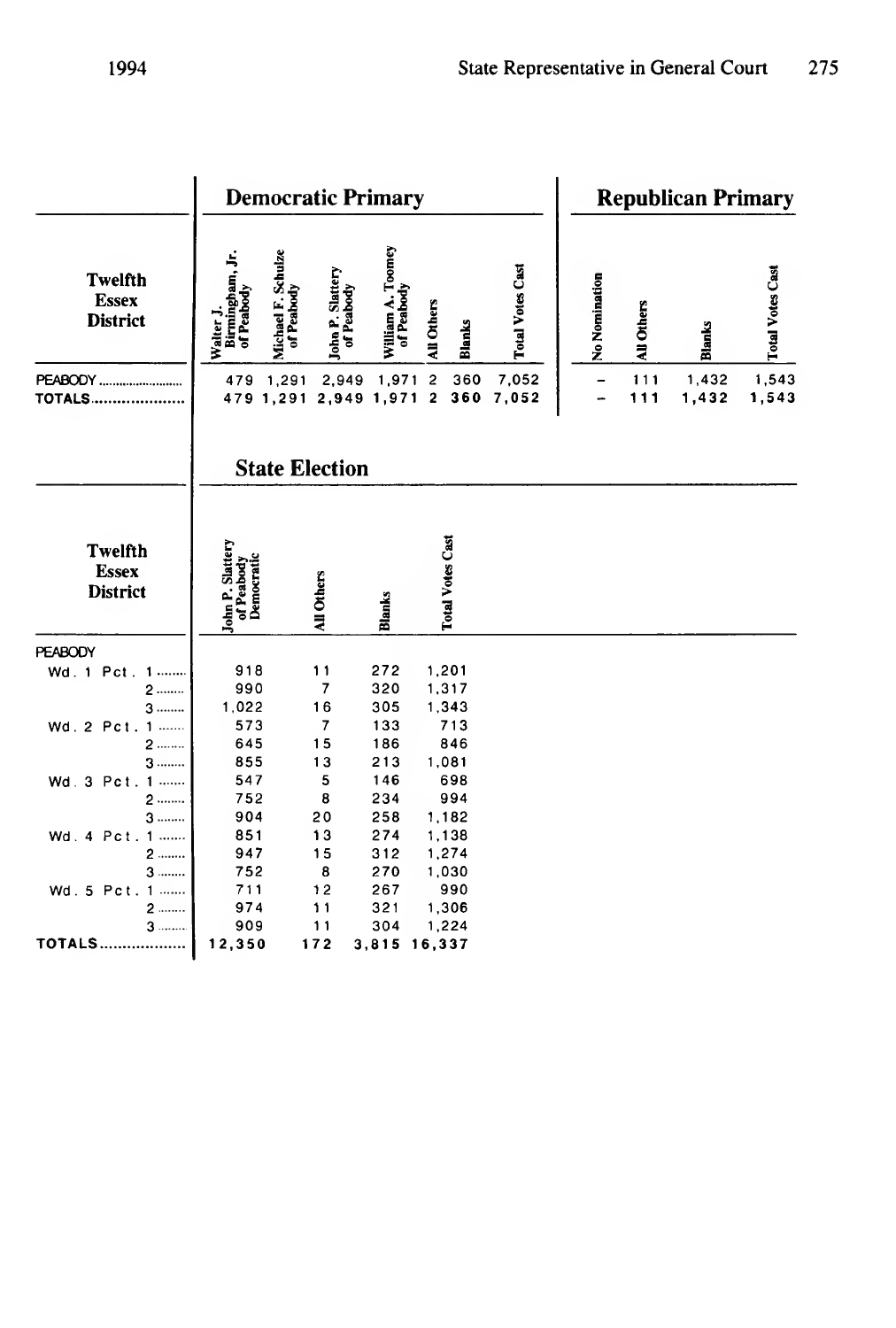| Twelfth Essex District | Democratic Primary | | | | | | | Republican Primary | | | |
|---|---|---|---|---|---|---|---|---|---|---|---|
| | Walter J. Birmingham, Jr. of Peabody | Michael F. Schulze of Peabody | John P. Slattery of Peabody | William A. Toomey of Peabody | All Others | Blanks | Total Votes Cast | No Nomination | All Others | Blanks | Total Votes Cast |
| PEABODY | 479 | 1,291 | 2,949 | 1,971 | 2 | 360 | 7,052 | – | 111 | 1,432 | 1,543 |
| TOTALS | 479 | 1,291 | 2,949 | 1,971 | 2 | 360 | 7,052 | – | 111 | 1,432 | 1,543 |

## State Election

| Twelfth Essex District | John P. Slattery of Peabody Democratic | All Others | Blanks | Total Votes Cast |
|---|---|---|---|---|
| PEABODY | | | | |
| Wd. 1 Pct. 1 | 918 | 11 | 272 | 1,201 |
| 2 | 990 | 7 | 320 | 1,317 |
| 3 | 1,022 | 16 | 305 | 1,343 |
| Wd. 2 Pct. 1 | 573 | 7 | 133 | 713 |
| 2 | 645 | 15 | 186 | 846 |
| 3 | 855 | 13 | 213 | 1,081 |
| Wd. 3 Pct. 1 | 547 | 5 | 146 | 698 |
| 2 | 752 | 8 | 234 | 994 |
| 3 | 904 | 20 | 258 | 1,182 |
| Wd. 4 Pct. 1 | 851 | 13 | 274 | 1,138 |
| 2 | 947 | 15 | 312 | 1,274 |
| 3 | 752 | 8 | 270 | 1,030 |
| Wd. 5 Pct. 1 | 711 | 12 | 267 | 990 |
| 2 | 974 | 11 | 321 | 1,306 |
| 3 | 909 | 11 | 304 | 1,224 |
| TOTALS | 12,350 | 172 | 3,815 | 16,337 |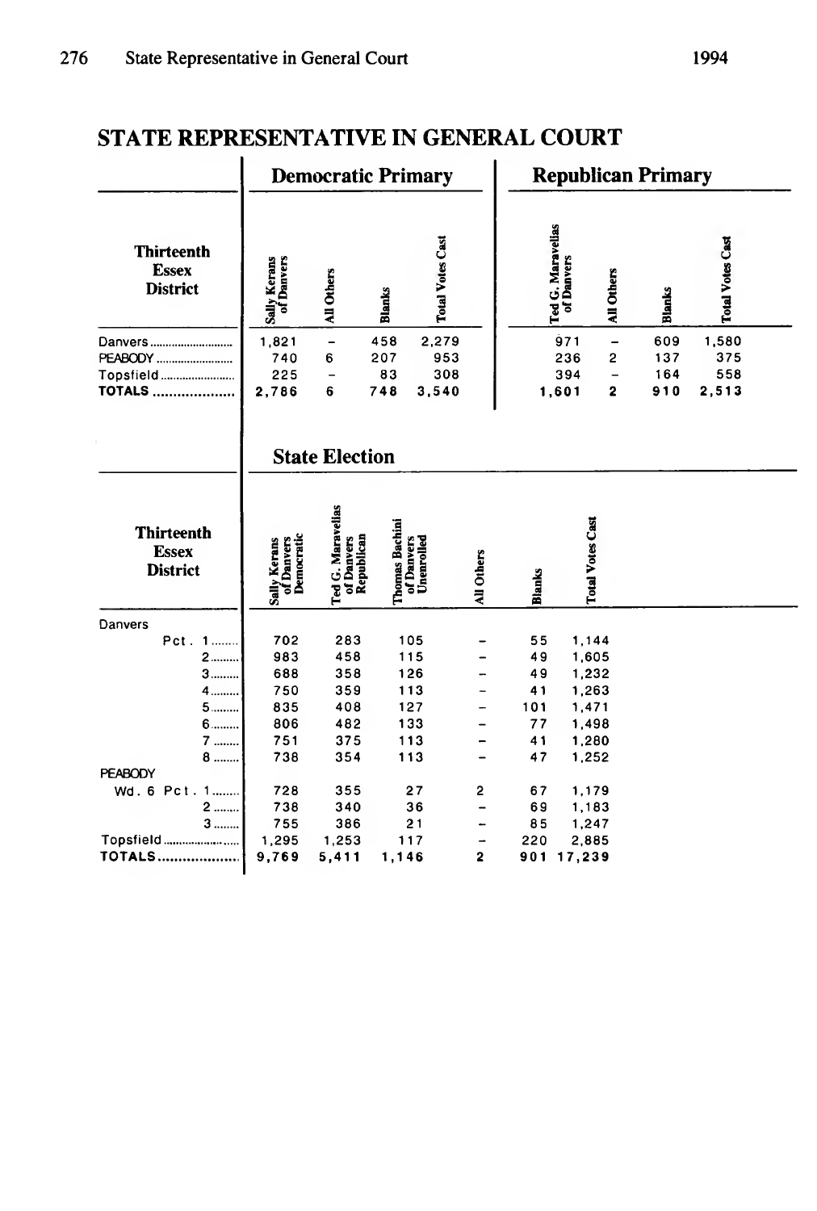## STATE REPRESENTATIVE IN GENERAL COURT

| Thirteenth Essex District | Democratic Primary | | | | Republican Primary | | | |
|---|---|---|---|---|---|---|---|---|
| | Sally Kerans of Danvers | All Others | Blanks | Total Votes Cast | Ted G. Maravelias of Danvers | All Others | Blanks | Total Votes Cast |
| Danvers | 1,821 | – | 458 | 2,279 | 971 | – | 609 | 1,580 |
| PEABODY | 740 | 6 | 207 | 953 | 236 | 2 | 137 | 375 |
| Topsfield | 225 | – | 83 | 308 | 394 | – | 164 | 558 |
| **TOTALS** | **2,786** | **6** | **748** | **3,540** | **1,601** | **2** | **910** | **2,513** |

### State Election

| Thirteenth Essex District | Sally Kerans of Danvers Democratic | Ted G. Maravelias of Danvers Republican | Thomas Bachini of Danvers Unenrolled | All Others | Blanks | Total Votes Cast |
|---|---|---|---|---|---|---|
| Danvers | | | | | | |
| Pct. 1 | 702 | 283 | 105 | – | 55 | 1,144 |
| 2 | 983 | 458 | 115 | – | 49 | 1,605 |
| 3 | 688 | 358 | 126 | – | 49 | 1,232 |
| 4 | 750 | 359 | 113 | – | 41 | 1,263 |
| 5 | 835 | 408 | 127 | – | 101 | 1,471 |
| 6 | 806 | 482 | 133 | – | 77 | 1,498 |
| 7 | 751 | 375 | 113 | – | 41 | 1,280 |
| 8 | 738 | 354 | 113 | – | 47 | 1,252 |
| PEABODY | | | | | | |
| Wd. 6 Pct. 1 | 728 | 355 | 27 | 2 | 67 | 1,179 |
| 2 | 738 | 340 | 36 | – | 69 | 1,183 |
| 3 | 755 | 386 | 21 | – | 85 | 1,247 |
| Topsfield | 1,295 | 1,253 | 117 | – | 220 | 2,885 |
| **TOTALS** | **9,769** | **5,411** | **1,146** | **2** | **901** | **17,239** |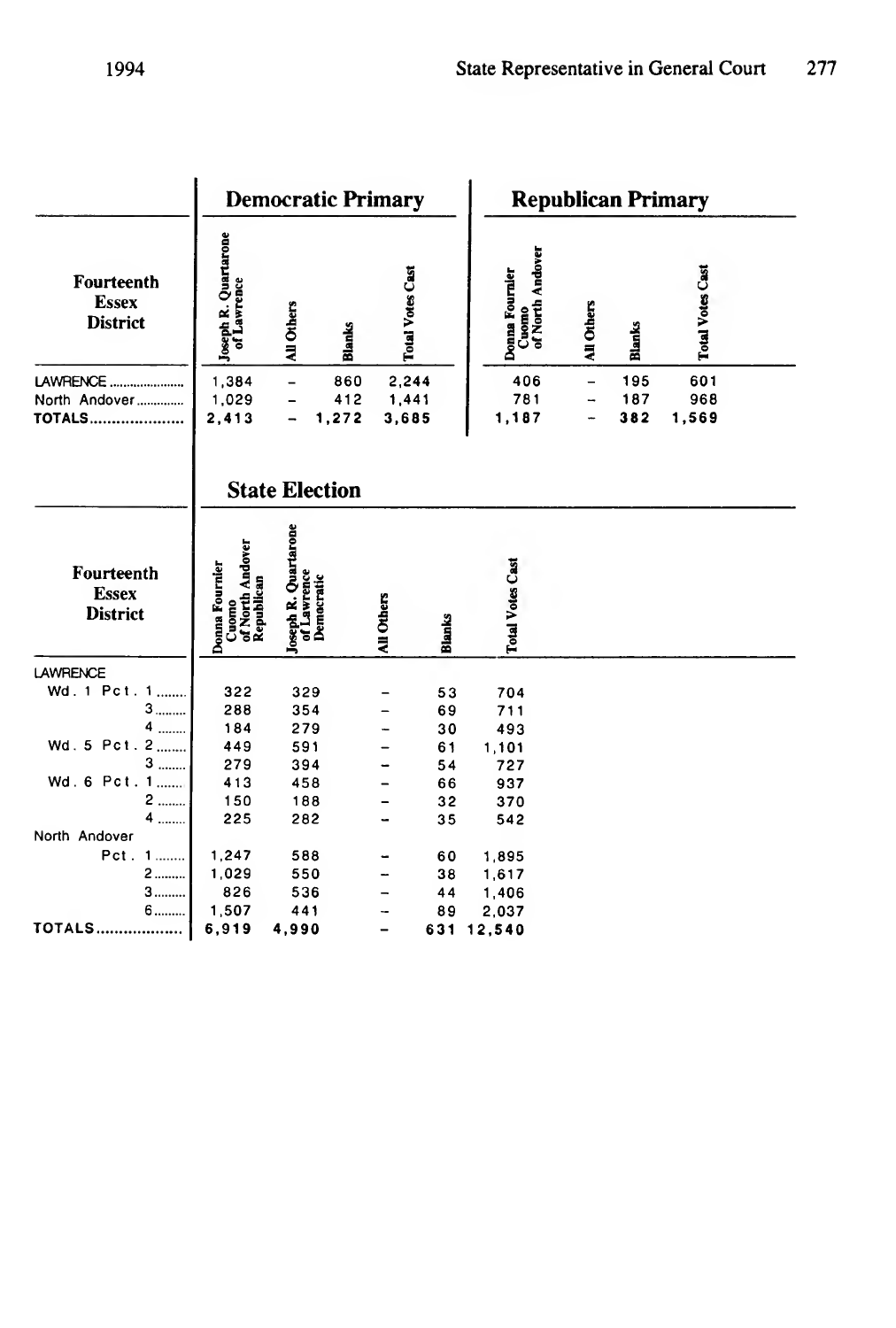| Fourteenth Essex District | Democratic Primary | | | | Republican Primary | | | |
|---|---|---|---|---|---|---|---|---|
| | Joseph R. Quartarone of Lawrence | All Others | Blanks | Total Votes Cast | Donna Fournier Cuomo of North Andover | All Others | Blanks | Total Votes Cast |
| LAWRENCE | 1,384 | – | 860 | 2,244 | 406 | – | 195 | 601 |
| North Andover | 1,029 | – | 412 | 1,441 | 781 | – | 187 | 968 |
| **TOTALS** | **2,413** | **–** | **1,272** | **3,685** | **1,187** | **–** | **382** | **1,569** |

## State Election

| Fourteenth Essex District | Donna Fournier Cuomo of North Andover Republican | Joseph R. Quartarone of Lawrence Democratic | All Others | Blanks | Total Votes Cast |
|---|---|---|---|---|---|
| LAWRENCE | | | | | |
| Wd. 1 Pct. 1 | 322 | 329 | – | 53 | 704 |
| 3 | 288 | 354 | – | 69 | 711 |
| 4 | 184 | 279 | – | 30 | 493 |
| Wd. 5 Pct. 2 | 449 | 591 | – | 61 | 1,101 |
| 3 | 279 | 394 | – | 54 | 727 |
| Wd. 6 Pct. 1 | 413 | 458 | – | 66 | 937 |
| 2 | 150 | 188 | – | 32 | 370 |
| 4 | 225 | 282 | – | 35 | 542 |
| North Andover | | | | | |
| Pct. 1 | 1,247 | 588 | – | 60 | 1,895 |
| 2 | 1,029 | 550 | – | 38 | 1,617 |
| 3 | 826 | 536 | – | 44 | 1,406 |
| 6 | 1,507 | 441 | – | 89 | 2,037 |
| **TOTALS** | **6,919** | **4,990** | **–** | **631** | **12,540** |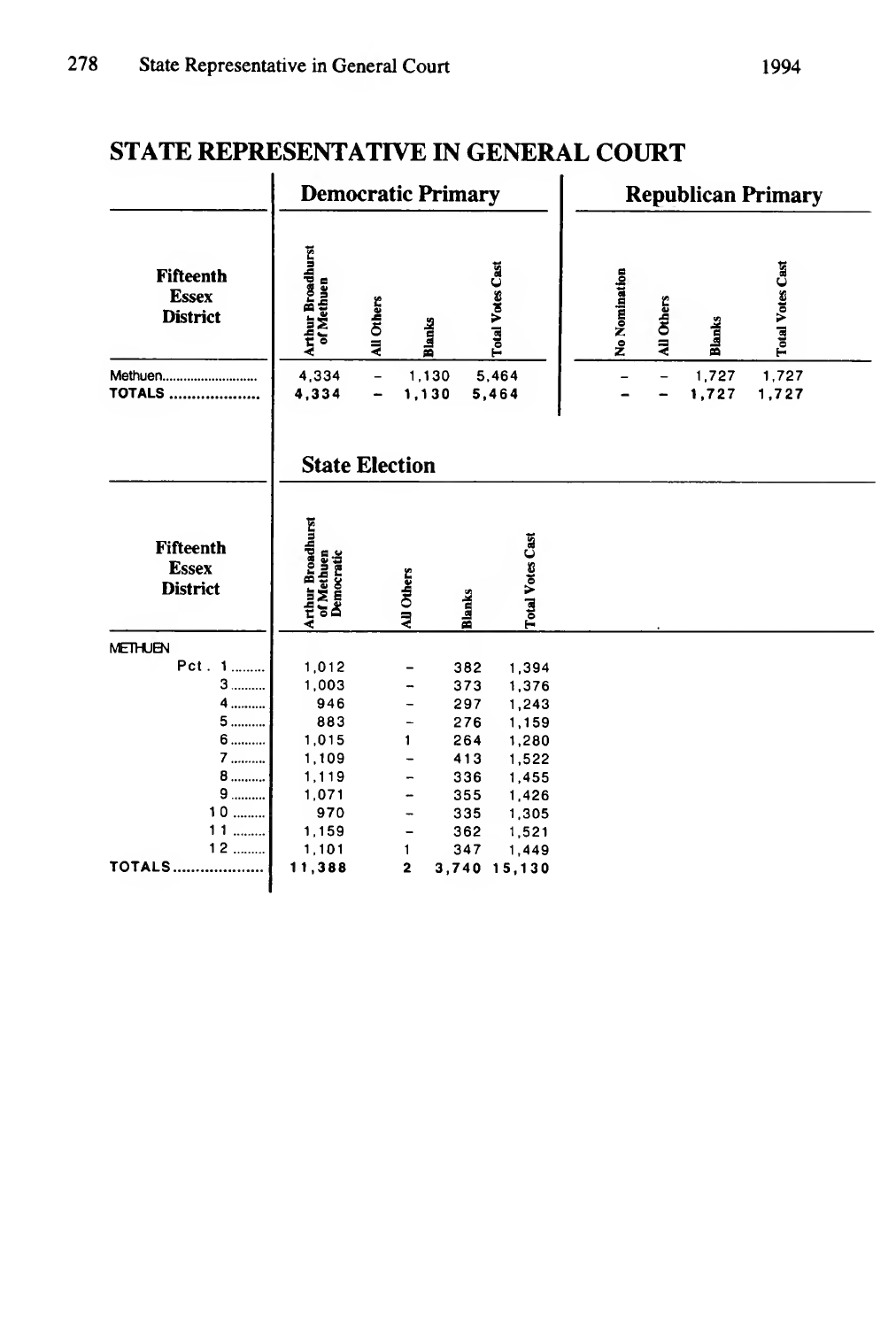# STATE REPRESENTATIVE IN GENERAL COURT

| Fifteenth Essex District | Democratic Primary | | | | Republican Primary | | | |
|---|---|---|---|---|---|---|---|---|
| | Arthur Broadhurst of Methuen | All Others | Blanks | Total Votes Cast | No Nomination | All Others | Blanks | Total Votes Cast |
| Methuen | 4,334 | – | 1,130 | 5,464 | – | – | 1,727 | 1,727 |
| **TOTALS** | **4,334** | **–** | **1,130** | **5,464** | **–** | **–** | **1,727** | **1,727** |

## State Election

| Fifteenth Essex District | Arthur Broadhurst of Methuen Democratic | All Others | Blanks | Total Votes Cast |
|---|---|---|---|---|
| METHUEN | | | | |
| Pct. 1 | 1,012 | – | 382 | 1,394 |
| 3 | 1,003 | – | 373 | 1,376 |
| 4 | 946 | – | 297 | 1,243 |
| 5 | 883 | – | 276 | 1,159 |
| 6 | 1,015 | 1 | 264 | 1,280 |
| 7 | 1,109 | – | 413 | 1,522 |
| 8 | 1,119 | – | 336 | 1,455 |
| 9 | 1,071 | – | 355 | 1,426 |
| 10 | 970 | – | 335 | 1,305 |
| 11 | 1,159 | – | 362 | 1,521 |
| 12 | 1,101 | 1 | 347 | 1,449 |
| **TOTALS** | **11,388** | **2** | **3,740** | **15,130** |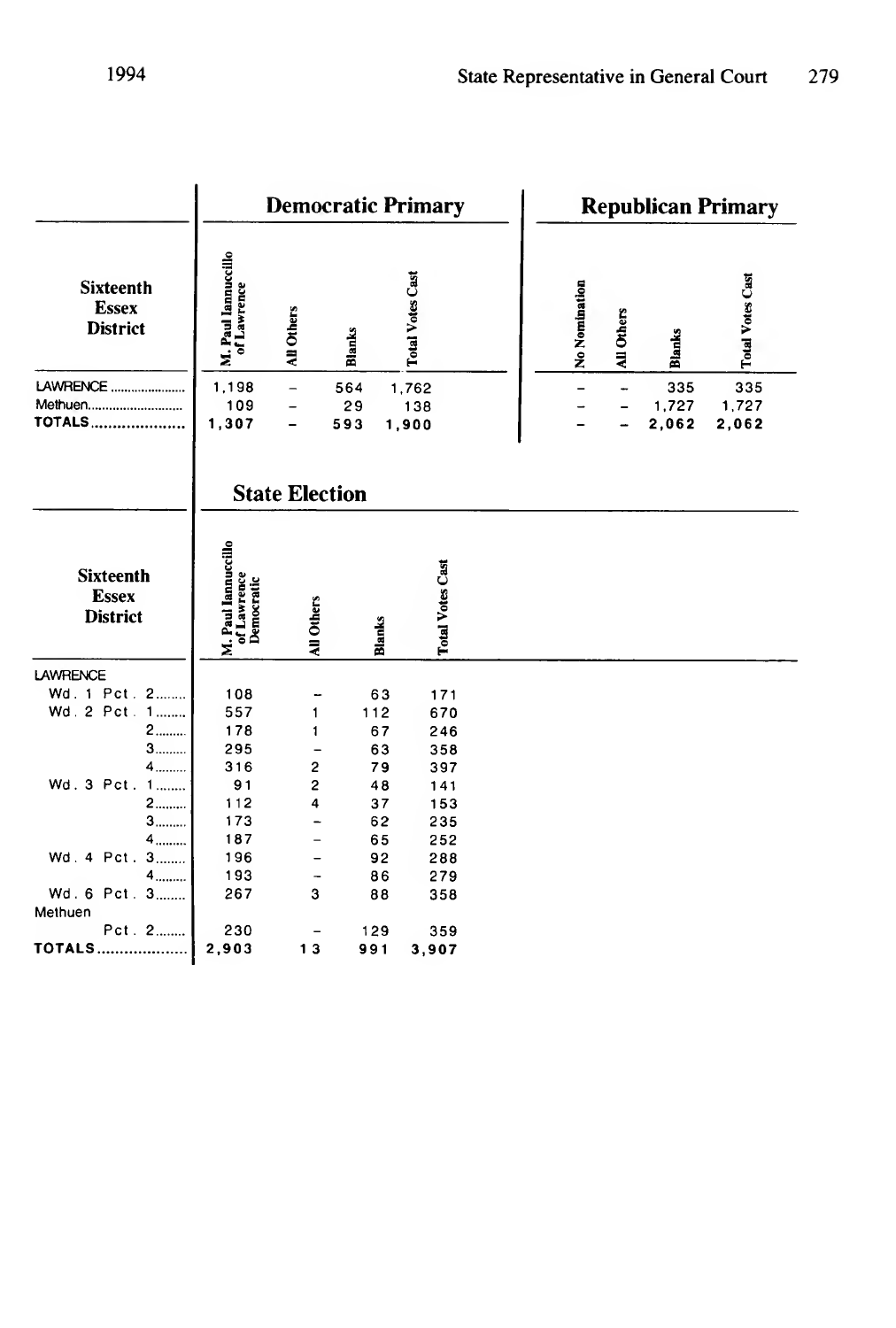## Democratic Primary

| Sixteenth Essex District | M. Paul Iannuccillo of Lawrence | All Others | Blanks | Total Votes Cast |
|---|---|---|---|---|
| LAWRENCE | 1,198 | – | 564 | 1,762 |
| Methuen | 109 | – | 29 | 138 |
| TOTALS | 1,307 | – | 593 | 1,900 |

## Republican Primary

| Sixteenth Essex District | No Nomination | All Others | Blanks | Total Votes Cast |
|---|---|---|---|---|
| LAWRENCE | – | – | 335 | 335 |
| Methuen | – | – | 1,727 | 1,727 |
| TOTALS | – | – | 2,062 | 2,062 |

## State Election

| Sixteenth Essex District | M. Paul Iannuccillo of Lawrence Democratic | All Others | Blanks | Total Votes Cast |
|---|---|---|---|---|
| LAWRENCE | | | | |
| Wd. 1 Pct. 2 | 108 | – | 63 | 171 |
| Wd. 2 Pct. 1 | 557 | 1 | 112 | 670 |
| 2 | 178 | 1 | 67 | 246 |
| 3 | 295 | – | 63 | 358 |
| 4 | 316 | 2 | 79 | 397 |
| Wd. 3 Pct. 1 | 91 | 2 | 48 | 141 |
| 2 | 112 | 4 | 37 | 153 |
| 3 | 173 | – | 62 | 235 |
| 4 | 187 | – | 65 | 252 |
| Wd. 4 Pct. 3 | 196 | – | 92 | 288 |
| 4 | 193 | – | 86 | 279 |
| Wd. 6 Pct. 3 | 267 | 3 | 88 | 358 |
| Methuen | | | | |
| Pct. 2 | 230 | – | 129 | 359 |
| TOTALS | 2,903 | 13 | 991 | 3,907 |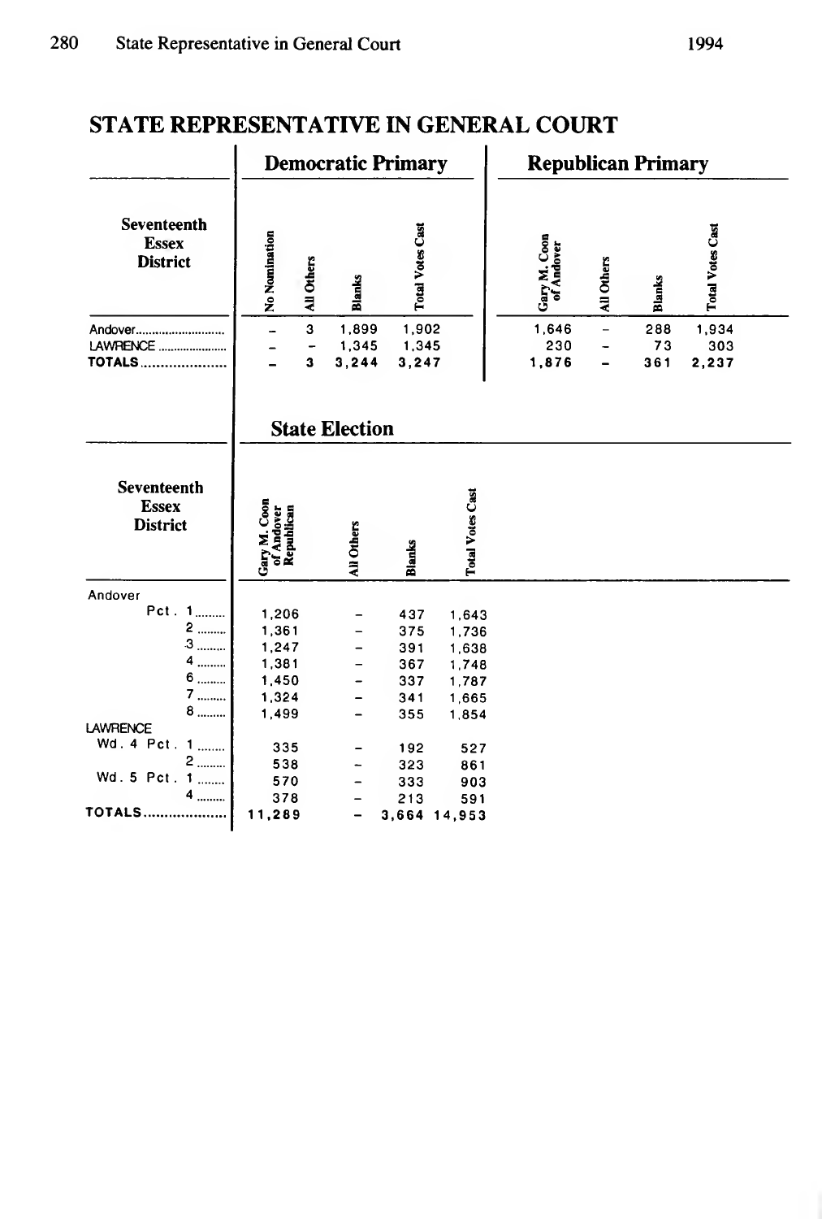## STATE REPRESENTATIVE IN GENERAL COURT

| Seventeenth Essex District | Democratic Primary | | | | Republican Primary | | | |
|---|---|---|---|---|---|---|---|---|
| | No Nomination | All Others | Blanks | Total Votes Cast | Gary M. Coon of Andover | All Others | Blanks | Total Votes Cast |
| Andover | – | 3 | 1,899 | 1,902 | 1,646 | – | 288 | 1,934 |
| LAWRENCE | – | – | 1,345 | 1,345 | 230 | – | 73 | 303 |
| **TOTALS** | **–** | **3** | **3,244** | **3,247** | **1,876** | **–** | **361** | **2,237** |

### State Election

| Seventeenth Essex District | Gary M. Coon of Andover Republican | All Others | Blanks | Total Votes Cast |
|---|---|---|---|---|
| Andover | | | | |
| Pct. 1 | 1,206 | – | 437 | 1,643 |
| 2 | 1,361 | – | 375 | 1,736 |
| 3 | 1,247 | – | 391 | 1,638 |
| 4 | 1,381 | – | 367 | 1,748 |
| 6 | 1,450 | – | 337 | 1,787 |
| 7 | 1,324 | – | 341 | 1,665 |
| 8 | 1,499 | – | 355 | 1,854 |
| LAWRENCE | | | | |
| Wd. 4 Pct. 1 | 335 | – | 192 | 527 |
| 2 | 538 | – | 323 | 861 |
| Wd. 5 Pct. 1 | 570 | – | 333 | 903 |
| 4 | 378 | – | 213 | 591 |
| **TOTALS** | **11,289** | **–** | **3,664** | **14,953** |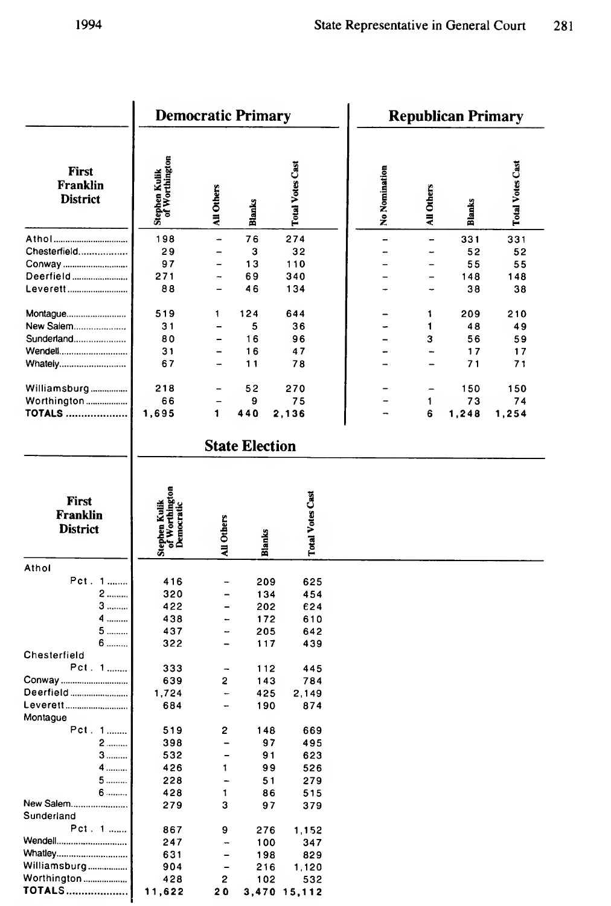| First Franklin District | Democratic Primary | | | | Republican Primary | | | |
|---|---|---|---|---|---|---|---|---|
| | Stephen Kulik of Worthington | All Others | Blanks | Total Votes Cast | No Nomination | All Others | Blanks | Total Votes Cast |
| Athol | 198 | – | 76 | 274 | – | – | 331 | 331 |
| Chesterfield | 29 | – | 3 | 32 | – | – | 52 | 52 |
| Conway | 97 | – | 13 | 110 | – | – | 55 | 55 |
| Deerfield | 271 | – | 69 | 340 | – | – | 148 | 148 |
| Leverett | 88 | – | 46 | 134 | – | – | 38 | 38 |
| Montague | 519 | 1 | 124 | 644 | – | 1 | 209 | 210 |
| New Salem | 31 | – | 5 | 36 | – | 1 | 48 | 49 |
| Sunderland | 80 | – | 16 | 96 | – | 3 | 56 | 59 |
| Wendell | 31 | – | 16 | 47 | – | – | 17 | 17 |
| Whately | 67 | – | 11 | 78 | – | – | 71 | 71 |
| Williamsburg | 218 | – | 52 | 270 | – | – | 150 | 150 |
| Worthington | 66 | – | 9 | 75 | – | 1 | 73 | 74 |
| **TOTALS** | 1,695 | 1 | 440 | 2,136 | – | 6 | 1,248 | 1,254 |

## State Election

| First Franklin District | Stephen Kulik of Worthington Democratic | All Others | Blanks | Total Votes Cast |
|---|---|---|---|---|
| Athol | | | | |
| Pct. 1 | 416 | – | 209 | 625 |
| 2 | 320 | – | 134 | 454 |
| 3 | 422 | – | 202 | 624 |
| 4 | 438 | – | 172 | 610 |
| 5 | 437 | – | 205 | 642 |
| 6 | 322 | – | 117 | 439 |
| Chesterfield | | | | |
| Pct. 1 | 333 | – | 112 | 445 |
| Conway | 639 | 2 | 143 | 784 |
| Deerfield | 1,724 | – | 425 | 2,149 |
| Leverett | 684 | – | 190 | 874 |
| Montague | | | | |
| Pct. 1 | 519 | 2 | 148 | 669 |
| 2 | 398 | – | 97 | 495 |
| 3 | 532 | – | 91 | 623 |
| 4 | 426 | 1 | 99 | 526 |
| 5 | 228 | – | 51 | 279 |
| 6 | 428 | 1 | 86 | 515 |
| New Salem | 279 | 3 | 97 | 379 |
| Sunderland | | | | |
| Pct. 1 | 867 | 9 | 276 | 1,152 |
| Wendell | 247 | – | 100 | 347 |
| Whatley | 631 | – | 198 | 829 |
| Williamsburg | 904 | – | 216 | 1,120 |
| Worthington | 428 | 2 | 102 | 532 |
| **TOTALS** | 11,622 | 20 | 3,470 | 15,112 |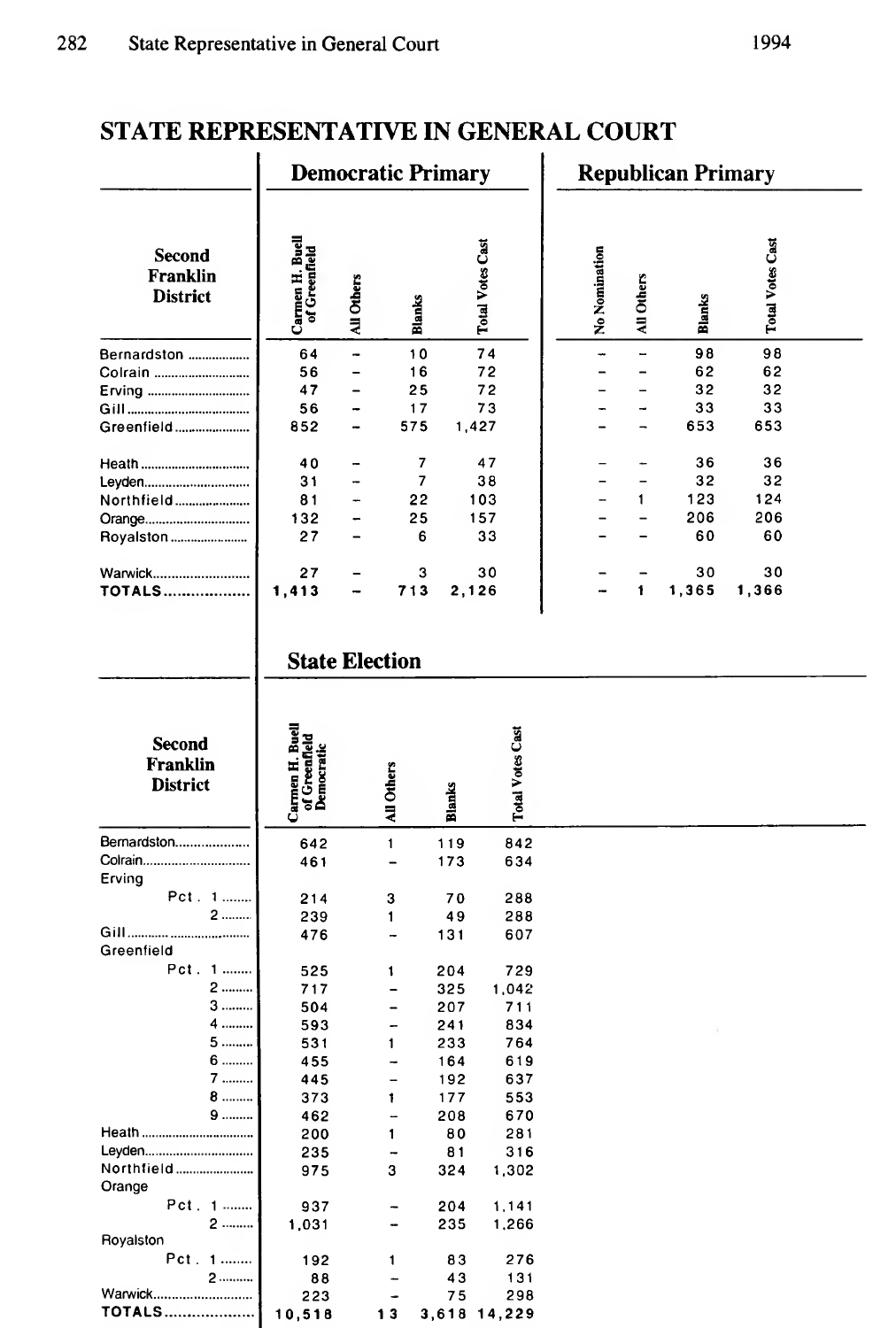# STATE REPRESENTATIVE IN GENERAL COURT

| Second Franklin District | Democratic Primary | | | | Republican Primary | | | |
|---|---|---|---|---|---|---|---|---|
| | Carmen H. Buell of Greenfield | All Others | Blanks | Total Votes Cast | No Nomination | All Others | Blanks | Total Votes Cast |
| Bernardston | 64 | – | 10 | 74 | – | – | 98 | 98 |
| Colrain | 56 | – | 16 | 72 | – | – | 62 | 62 |
| Erving | 47 | – | 25 | 72 | – | – | 32 | 32 |
| Gill | 56 | – | 17 | 73 | – | – | 33 | 33 |
| Greenfield | 852 | – | 575 | 1,427 | – | – | 653 | 653 |
| Heath | 40 | – | 7 | 47 | – | – | 36 | 36 |
| Leyden | 31 | – | 7 | 38 | – | – | 32 | 32 |
| Northfield | 81 | – | 22 | 103 | – | 1 | 123 | 124 |
| Orange | 132 | – | 25 | 157 | – | – | 206 | 206 |
| Royalston | 27 | – | 6 | 33 | – | – | 60 | 60 |
| Warwick | 27 | – | 3 | 30 | – | – | 30 | 30 |
| **TOTALS** | 1,413 | – | 713 | 2,126 | – | 1 | 1,365 | 1,366 |

## State Election

| Second Franklin District | Carmen H. Buell of Greenfield Democratic | All Others | Blanks | Total Votes Cast |
|---|---|---|---|---|
| Bernardston | 642 | 1 | 119 | 842 |
| Colrain | 461 | – | 173 | 634 |
| Erving | | | | |
| Pct. 1 | 214 | 3 | 70 | 288 |
| 2 | 239 | 1 | 49 | 288 |
| Gill | 476 | – | 131 | 607 |
| Greenfield | | | | |
| Pct. 1 | 525 | 1 | 204 | 729 |
| 2 | 717 | – | 325 | 1,042 |
| 3 | 504 | – | 207 | 711 |
| 4 | 593 | – | 241 | 834 |
| 5 | 531 | 1 | 233 | 764 |
| 6 | 455 | – | 164 | 619 |
| 7 | 445 | – | 192 | 637 |
| 8 | 373 | 1 | 177 | 553 |
| 9 | 462 | – | 208 | 670 |
| Heath | 200 | 1 | 80 | 281 |
| Leyden | 235 | – | 81 | 316 |
| Northfield | 975 | 3 | 324 | 1,302 |
| Orange | | | | |
| Pct. 1 | 937 | – | 204 | 1,141 |
| 2 | 1,031 | – | 235 | 1,266 |
| Royalston | | | | |
| Pct. 1 | 192 | 1 | 83 | 276 |
| 2 | 88 | – | 43 | 131 |
| Warwick | 223 | – | 75 | 298 |
| **TOTALS** | 10,518 | 13 | 3,618 | 14,229 |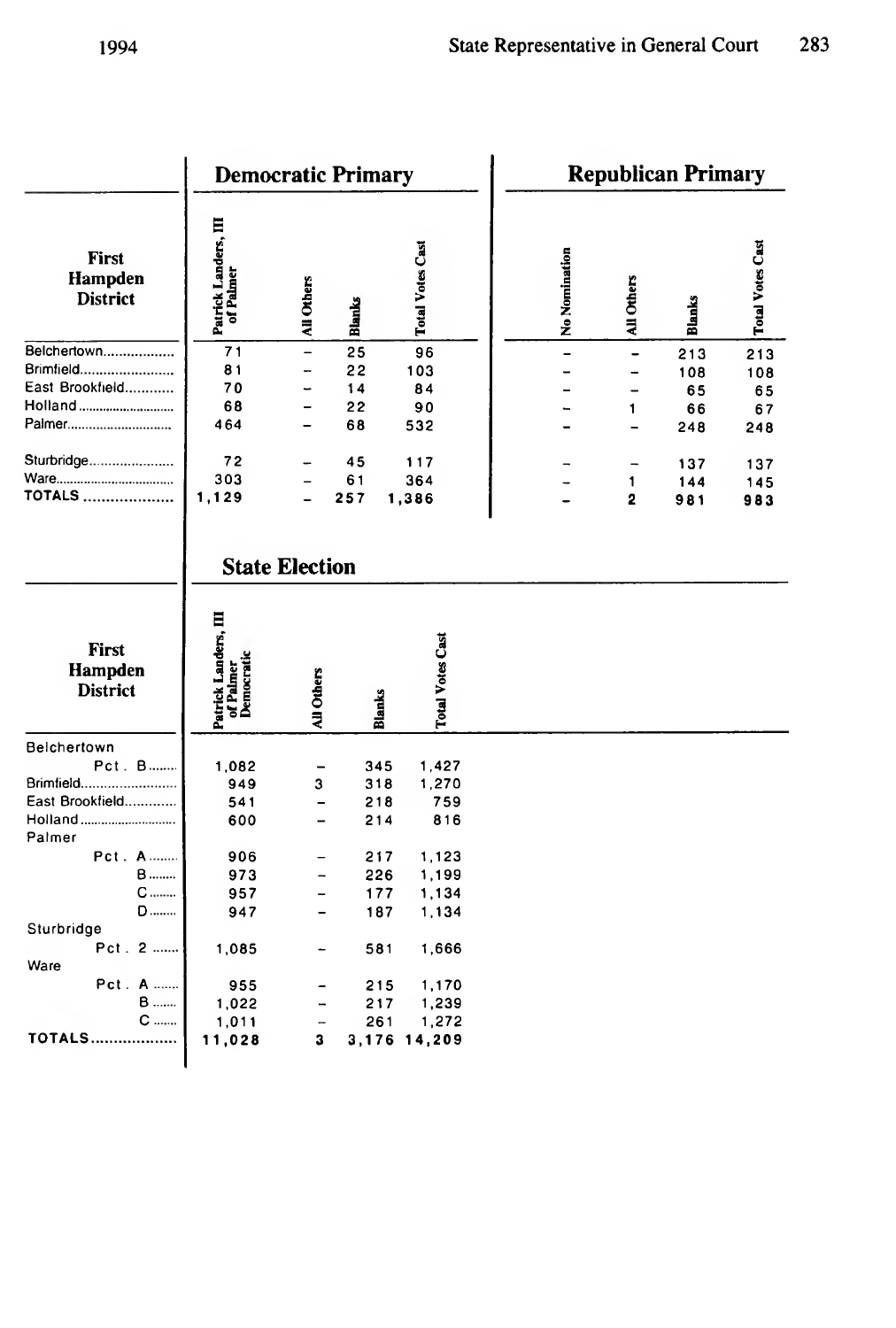| First Hampden District | Democratic Primary | | | | Republican Primary | | | |
|---|---|---|---|---|---|---|---|---|
| | Patrick Landers, III of Palmer | All Others | Blanks | Total Votes Cast | No Nomination | All Others | Blanks | Total Votes Cast |
| Belchertown | 71 | – | 25 | 96 | – | – | 213 | 213 |
| Brimfield | 81 | – | 22 | 103 | – | – | 108 | 108 |
| East Brookfield | 70 | – | 14 | 84 | – | – | 65 | 65 |
| Holland | 68 | – | 22 | 90 | – | 1 | 66 | 67 |
| Palmer | 464 | – | 68 | 532 | – | – | 248 | 248 |
| Sturbridge | 72 | – | 45 | 117 | – | – | 137 | 137 |
| Ware | 303 | – | 61 | 364 | – | 1 | 144 | 145 |
| TOTALS | 1,129 | – | 257 | 1,386 | – | 2 | 981 | 983 |

## State Election

| First Hampden District | Patrick Landers, III of Palmer Democratic | All Others | Blanks | Total Votes Cast |
|---|---|---|---|---|
| Belchertown | | | | |
| Pct. B | 1,082 | – | 345 | 1,427 |
| Brimfield | 949 | 3 | 318 | 1,270 |
| East Brookfield | 541 | – | 218 | 759 |
| Holland | 600 | – | 214 | 816 |
| Palmer | | | | |
| Pct. A | 906 | – | 217 | 1,123 |
| B | 973 | – | 226 | 1,199 |
| C | 957 | – | 177 | 1,134 |
| D | 947 | – | 187 | 1,134 |
| Sturbridge | | | | |
| Pct. 2 | 1,085 | – | 581 | 1,666 |
| Ware | | | | |
| Pct. A | 955 | – | 215 | 1,170 |
| B | 1,022 | – | 217 | 1,239 |
| C | 1,011 | – | 261 | 1,272 |
| TOTALS | 11,028 | 3 | 3,176 | 14,209 |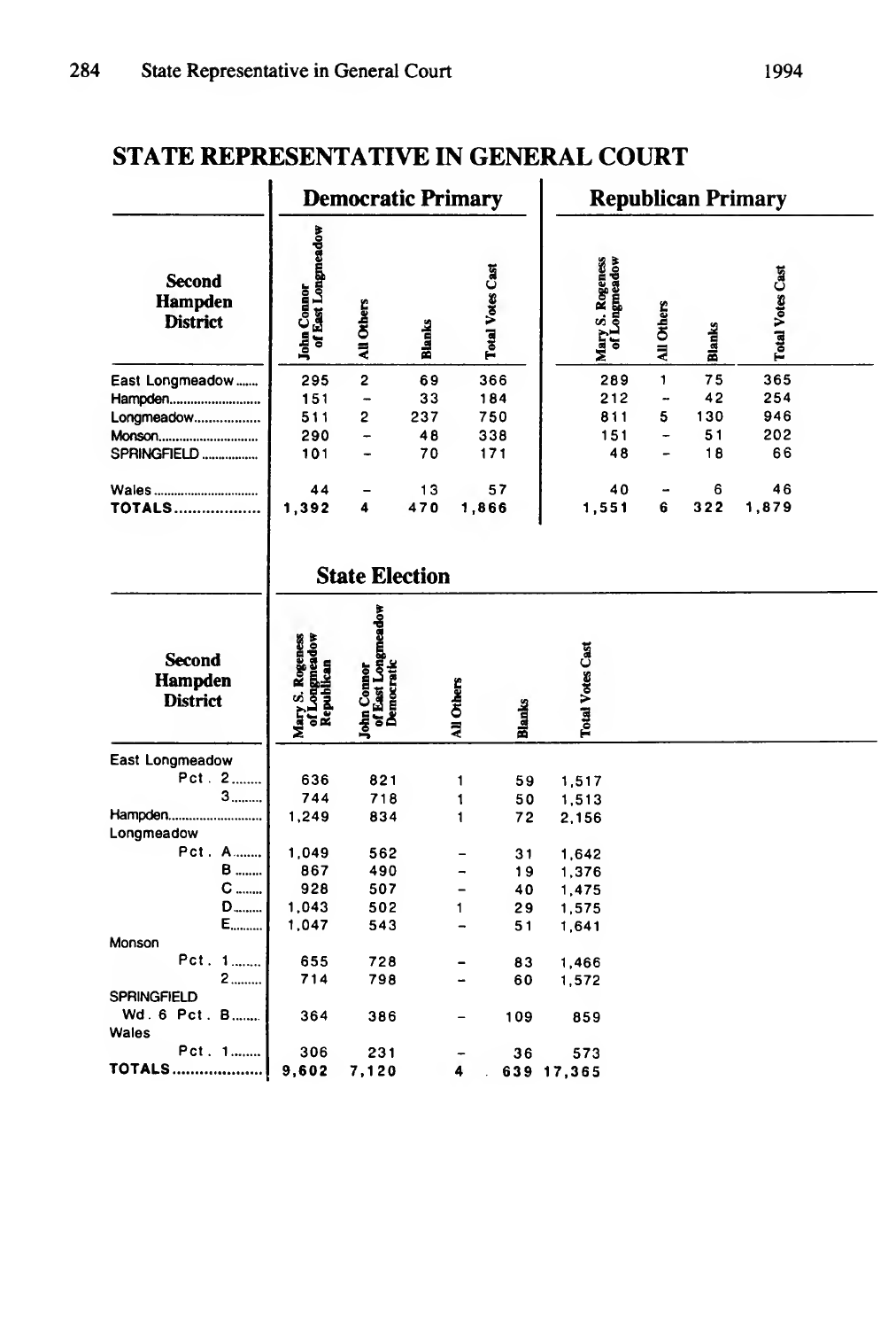# STATE REPRESENTATIVE IN GENERAL COURT

| Second Hampden District | Democratic Primary | | | | Republican Primary | | | |
|---|---|---|---|---|---|---|---|---|
| | John Connor of East Longmeadow | All Others | Blanks | Total Votes Cast | Mary S. Rogeness of Longmeadow | All Others | Blanks | Total Votes Cast |
| East Longmeadow | 295 | 2 | 69 | 366 | 289 | 1 | 75 | 365 |
| Hampden | 151 | – | 33 | 184 | 212 | – | 42 | 254 |
| Longmeadow | 511 | 2 | 237 | 750 | 811 | 5 | 130 | 946 |
| Monson | 290 | – | 48 | 338 | 151 | – | 51 | 202 |
| SPRINGFIELD | 101 | – | 70 | 171 | 48 | – | 18 | 66 |
| Wales | 44 | – | 13 | 57 | 40 | – | 6 | 46 |
| **TOTALS** | 1,392 | 4 | 470 | 1,866 | 1,551 | 6 | 322 | 1,879 |

## State Election

| Second Hampden District | Mary S. Rogeness of Longmeadow Republican | John Connor of East Longmeadow Democratic | All Others | Blanks | Total Votes Cast |
|---|---|---|---|---|---|
| East Longmeadow | | | | | |
| Pct. 2 | 636 | 821 | 1 | 59 | 1,517 |
| 3 | 744 | 718 | 1 | 50 | 1,513 |
| Hampden | 1,249 | 834 | 1 | 72 | 2,156 |
| Longmeadow | | | | | |
| Pct. A | 1,049 | 562 | – | 31 | 1,642 |
| B | 867 | 490 | – | 19 | 1,376 |
| C | 928 | 507 | – | 40 | 1,475 |
| D | 1,043 | 502 | 1 | 29 | 1,575 |
| E | 1,047 | 543 | – | 51 | 1,641 |
| Monson | | | | | |
| Pct. 1 | 655 | 728 | – | 83 | 1,466 |
| 2 | 714 | 798 | – | 60 | 1,572 |
| SPRINGFIELD | | | | | |
| Wd. 6 Pct. B | 364 | 386 | – | 109 | 859 |
| Wales | | | | | |
| Pct. 1 | 306 | 231 | – | 36 | 573 |
| **TOTALS** | 9,602 | 7,120 | 4 | 639 | 17,365 |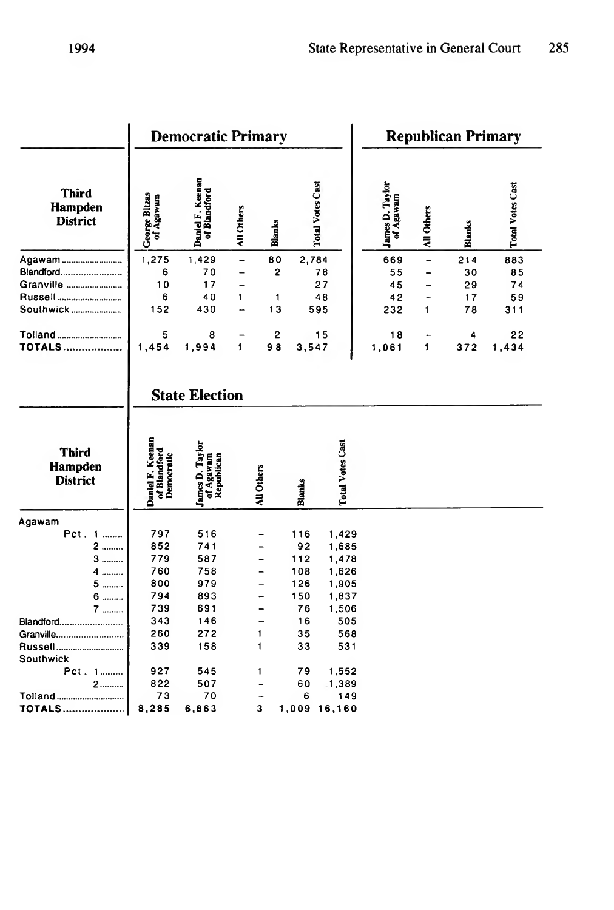## Democratic Primary

| Third Hampden District | George Bitzas of Agawam | Daniel F. Keenan of Blandford | All Others | Blanks | Total Votes Cast |
|---|---|---|---|---|---|
| Agawam | 1,275 | 1,429 | – | 80 | 2,784 |
| Blandford | 6 | 70 | – | 2 | 78 |
| Granville | 10 | 17 | – | | 27 |
| Russell | 6 | 40 | 1 | 1 | 48 |
| Southwick | 152 | 430 | – | 13 | 595 |
| Tolland | 5 | 8 | – | 2 | 15 |
| TOTALS | 1,454 | 1,994 | 1 | 98 | 3,547 |

## Republican Primary

| Third Hampden District | James D. Taylor of Agawam | All Others | Blanks | Total Votes Cast |
|---|---|---|---|---|
| Agawam | 669 | – | 214 | 883 |
| Blandford | 55 | – | 30 | 85 |
| Granville | 45 | – | 29 | 74 |
| Russell | 42 | – | 17 | 59 |
| Southwick | 232 | 1 | 78 | 311 |
| Tolland | 18 | – | 4 | 22 |
| TOTALS | 1,061 | 1 | 372 | 1,434 |

## State Election

| Third Hampden District | Daniel F. Keenan of Blandford Democratic | James D. Taylor of Agawam Republican | All Others | Blanks | Total Votes Cast |
|---|---|---|---|---|---|
| Agawam | | | | | |
| Pct. 1 | 797 | 516 | – | 116 | 1,429 |
| 2 | 852 | 741 | – | 92 | 1,685 |
| 3 | 779 | 587 | – | 112 | 1,478 |
| 4 | 760 | 758 | – | 108 | 1,626 |
| 5 | 800 | 979 | – | 126 | 1,905 |
| 6 | 794 | 893 | – | 150 | 1,837 |
| 7 | 739 | 691 | – | 76 | 1,506 |
| Blandford | 343 | 146 | – | 16 | 505 |
| Granville | 260 | 272 | 1 | 35 | 568 |
| Russell | 339 | 158 | 1 | 33 | 531 |
| Southwick | | | | | |
| Pct. 1 | 927 | 545 | 1 | 79 | 1,552 |
| 2 | 822 | 507 | – | 60 | 1,389 |
| Tolland | 73 | 70 | – | 6 | 149 |
| TOTALS | 8,285 | 6,863 | 3 | 1,009 | 16,160 |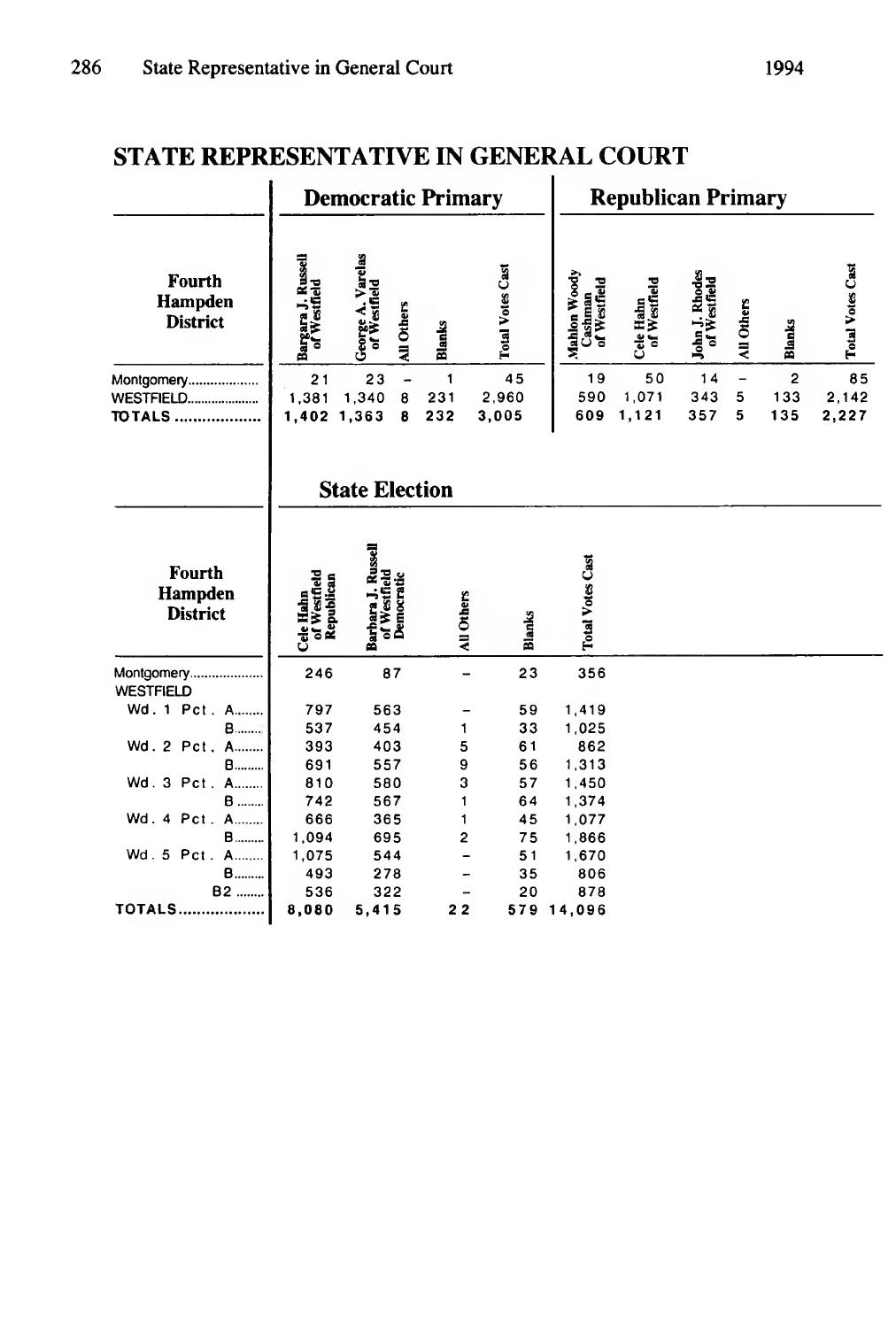## STATE REPRESENTATIVE IN GENERAL COURT

| Fourth Hampden District | Democratic Primary | | | | | Republican Primary | | | | | |
|---|---|---|---|---|---|---|---|---|---|---|---|
| | Bargara J. Russell of Westfield | George A. Varelas of Westfield | All Others | Blanks | Total Votes Cast | Mahlon Woody Cashman of Westfield | Cele Hahn of Westfield | John J. Rhodes of Westfield | All Others | Blanks | Total Votes Cast |
| Montgomery | 21 | 23 | – | 1 | 45 | 19 | 50 | 14 | – | 2 | 85 |
| WESTFIELD | 1,381 | 1,340 | 8 | 231 | 2,960 | 590 | 1,071 | 343 | 5 | 133 | 2,142 |
| TOTALS | 1,402 | 1,363 | 8 | 232 | 3,005 | 609 | 1,121 | 357 | 5 | 135 | 2,227 |

### State Election

| Fourth Hampden District | Cele Hahn of Westfield Republican | Barbara J. Russell of Westfield Democratic | All Others | Blanks | Total Votes Cast |
|---|---|---|---|---|---|
| Montgomery | 246 | 87 | – | 23 | 356 |
| WESTFIELD | | | | | |
| Wd. 1 Pct. A | 797 | 563 | – | 59 | 1,419 |
| B | 537 | 454 | 1 | 33 | 1,025 |
| Wd. 2 Pct. A | 393 | 403 | 5 | 61 | 862 |
| B | 691 | 557 | 9 | 56 | 1,313 |
| Wd. 3 Pct. A | 810 | 580 | 3 | 57 | 1,450 |
| B | 742 | 567 | 1 | 64 | 1,374 |
| Wd. 4 Pct. A | 666 | 365 | 1 | 45 | 1,077 |
| B | 1,094 | 695 | 2 | 75 | 1,866 |
| Wd. 5 Pct. A | 1,075 | 544 | – | 51 | 1,670 |
| B | 493 | 278 | – | 35 | 806 |
| B2 | 536 | 322 | – | 20 | 878 |
| TOTALS | 8,080 | 5,415 | 22 | 579 | 14,096 |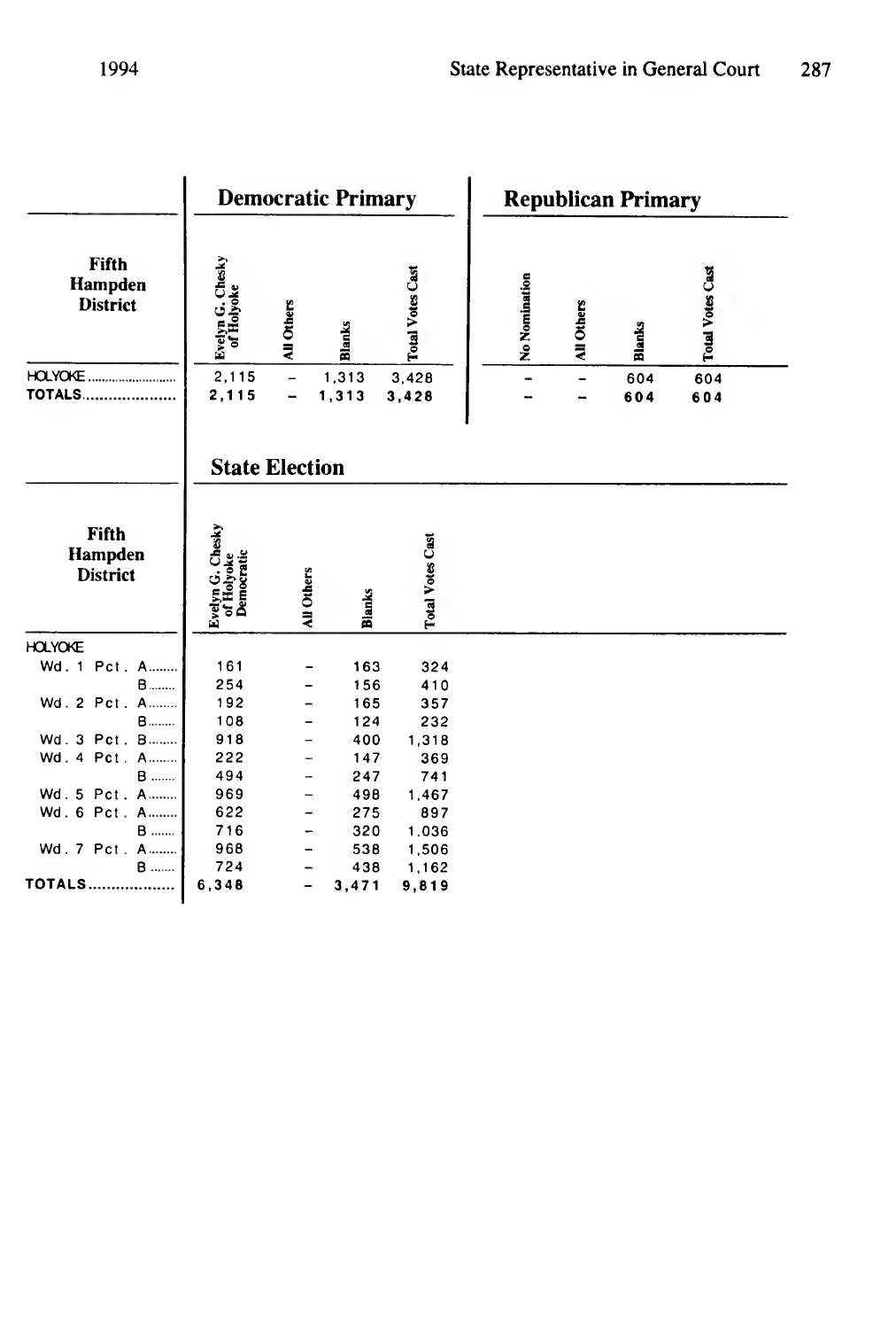## Democratic Primary

| Fifth Hampden District | Evelyn G. Chesky of Holyoke | All Others | Blanks | Total Votes Cast |
|---|---|---|---|---|
| HOLYOKE | 2,115 | – | 1,313 | 3,428 |
| TOTALS | 2,115 | – | 1,313 | 3,428 |

## Republican Primary

| Fifth Hampden District | No Nomination | All Others | Blanks | Total Votes Cast |
|---|---|---|---|---|
| HOLYOKE | – | – | 604 | 604 |
| TOTALS | – | – | 604 | 604 |

## State Election

| Fifth Hampden District | Evelyn G. Chesky of Holyoke Democratic | All Others | Blanks | Total Votes Cast |
|---|---|---|---|---|
| HOLYOKE | | | | |
| Wd. 1 Pct. A | 161 | – | 163 | 324 |
| B | 254 | – | 156 | 410 |
| Wd. 2 Pct. A | 192 | – | 165 | 357 |
| B | 108 | – | 124 | 232 |
| Wd. 3 Pct. B | 918 | – | 400 | 1,318 |
| Wd. 4 Pct. A | 222 | – | 147 | 369 |
| B | 494 | – | 247 | 741 |
| Wd. 5 Pct. A | 969 | – | 498 | 1,467 |
| Wd. 6 Pct. A | 622 | – | 275 | 897 |
| B | 716 | – | 320 | 1,036 |
| Wd. 7 Pct. A | 968 | – | 538 | 1,506 |
| B | 724 | – | 438 | 1,162 |
| TOTALS | 6,348 | – | 3,471 | 9,819 |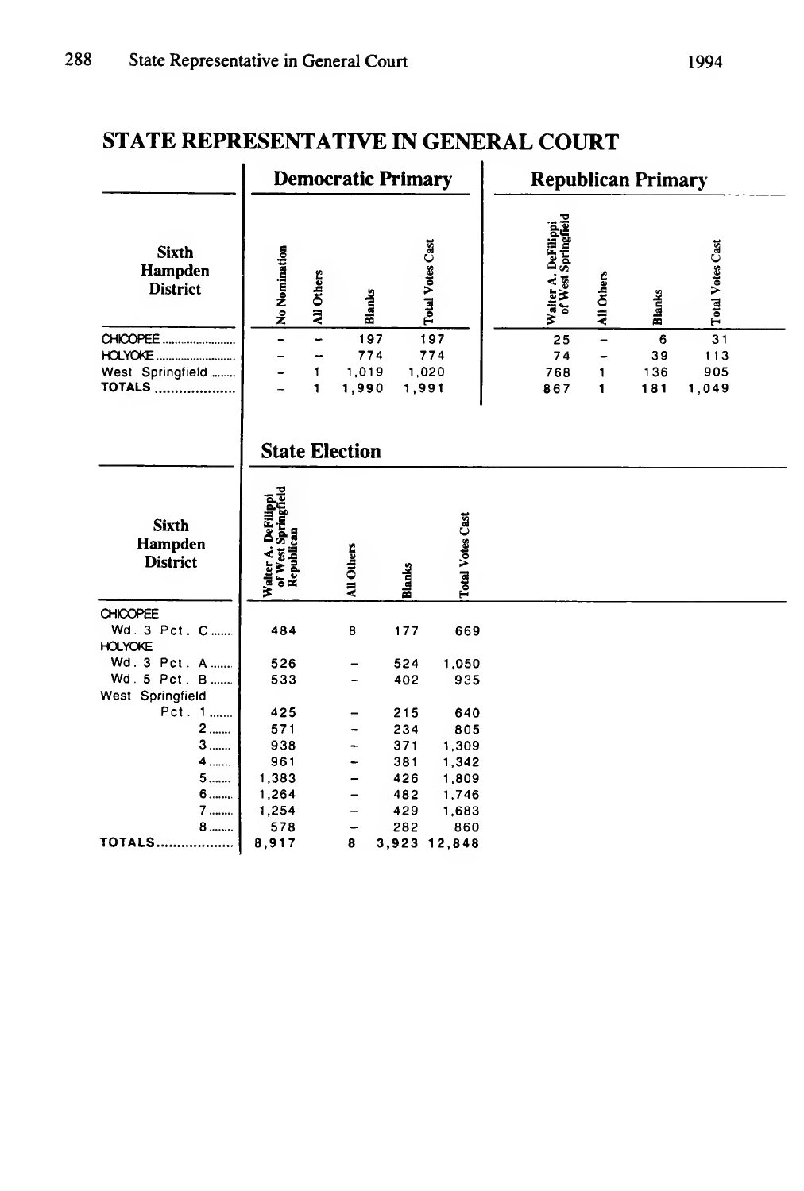# STATE REPRESENTATIVE IN GENERAL COURT

| Sixth Hampden District | Democratic Primary | | | | Republican Primary | | | |
|---|---|---|---|---|---|---|---|---|
| | No Nomination | All Others | Blanks | Total Votes Cast | Walter A. DeFilippi of West Springfield | All Others | Blanks | Total Votes Cast |
| CHICOPEE | – | – | 197 | 197 | 25 | – | 6 | 31 |
| HOLYOKE | – | – | 774 | 774 | 74 | – | 39 | 113 |
| West Springfield | – | 1 | 1,019 | 1,020 | 768 | 1 | 136 | 905 |
| TOTALS | – | 1 | 1,990 | 1,991 | 867 | 1 | 181 | 1,049 |

## State Election

| Sixth Hampden District | Walter A. DeFilippi of West Springfield Republican | All Others | Blanks | Total Votes Cast |
|---|---|---|---|---|
| CHICOPEE | | | | |
| Wd. 3 Pct. C | 484 | 8 | 177 | 669 |
| HOLYOKE | | | | |
| Wd. 3 Pct. A | 526 | – | 524 | 1,050 |
| Wd. 5 Pct. B | 533 | – | 402 | 935 |
| West Springfield | | | | |
| Pct. 1 | 425 | – | 215 | 640 |
| 2 | 571 | – | 234 | 805 |
| 3 | 938 | – | 371 | 1,309 |
| 4 | 961 | – | 381 | 1,342 |
| 5 | 1,383 | – | 426 | 1,809 |
| 6 | 1,264 | – | 482 | 1,746 |
| 7 | 1,254 | – | 429 | 1,683 |
| 8 | 578 | – | 282 | 860 |
| TOTALS | 8,917 | 8 | 3,923 | 12,848 |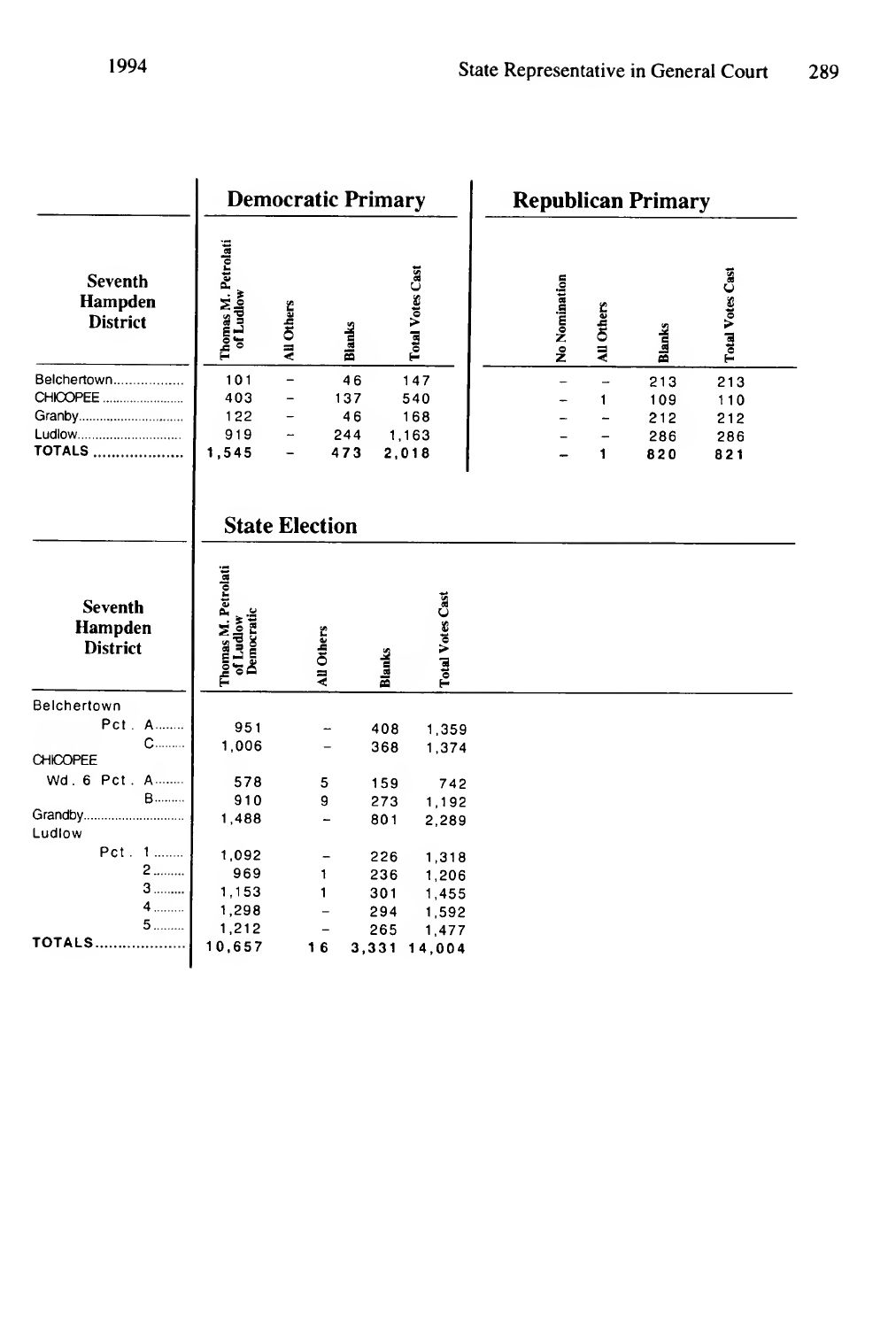## Democratic Primary

| Seventh Hampden District | Thomas M. Petrolati of Ludlow | All Others | Blanks | Total Votes Cast |
|---|---|---|---|---|
| Belchertown | 101 | – | 46 | 147 |
| CHICOPEE | 403 | – | 137 | 540 |
| Granby | 122 | – | 46 | 168 |
| Ludlow | 919 | – | 244 | 1,163 |
| TOTALS | 1,545 | – | 473 | 2,018 |

## Republican Primary

| Seventh Hampden District | No Nomination | All Others | Blanks | Total Votes Cast |
|---|---|---|---|---|
| Belchertown | – | – | 213 | 213 |
| CHICOPEE | – | 1 | 109 | 110 |
| Granby | – | – | 212 | 212 |
| Ludlow | – | – | 286 | 286 |
| TOTALS | – | 1 | 820 | 821 |

## State Election

| Seventh Hampden District | Thomas M. Petrolati of Ludlow Democratic | All Others | Blanks | Total Votes Cast |
|---|---|---|---|---|
| Belchertown | | | | |
| Pct. A | 951 | – | 408 | 1,359 |
| C | 1,006 | – | 368 | 1,374 |
| CHICOPEE | | | | |
| Wd. 6 Pct. A | 578 | 5 | 159 | 742 |
| B | 910 | 9 | 273 | 1,192 |
| Grandby | 1,488 | – | 801 | 2,289 |
| Ludlow | | | | |
| Pct. 1 | 1,092 | – | 226 | 1,318 |
| 2 | 969 | 1 | 236 | 1,206 |
| 3 | 1,153 | 1 | 301 | 1,455 |
| 4 | 1,298 | – | 294 | 1,592 |
| 5 | 1,212 | – | 265 | 1,477 |
| TOTALS | 10,657 | 16 | 3,331 | 14,004 |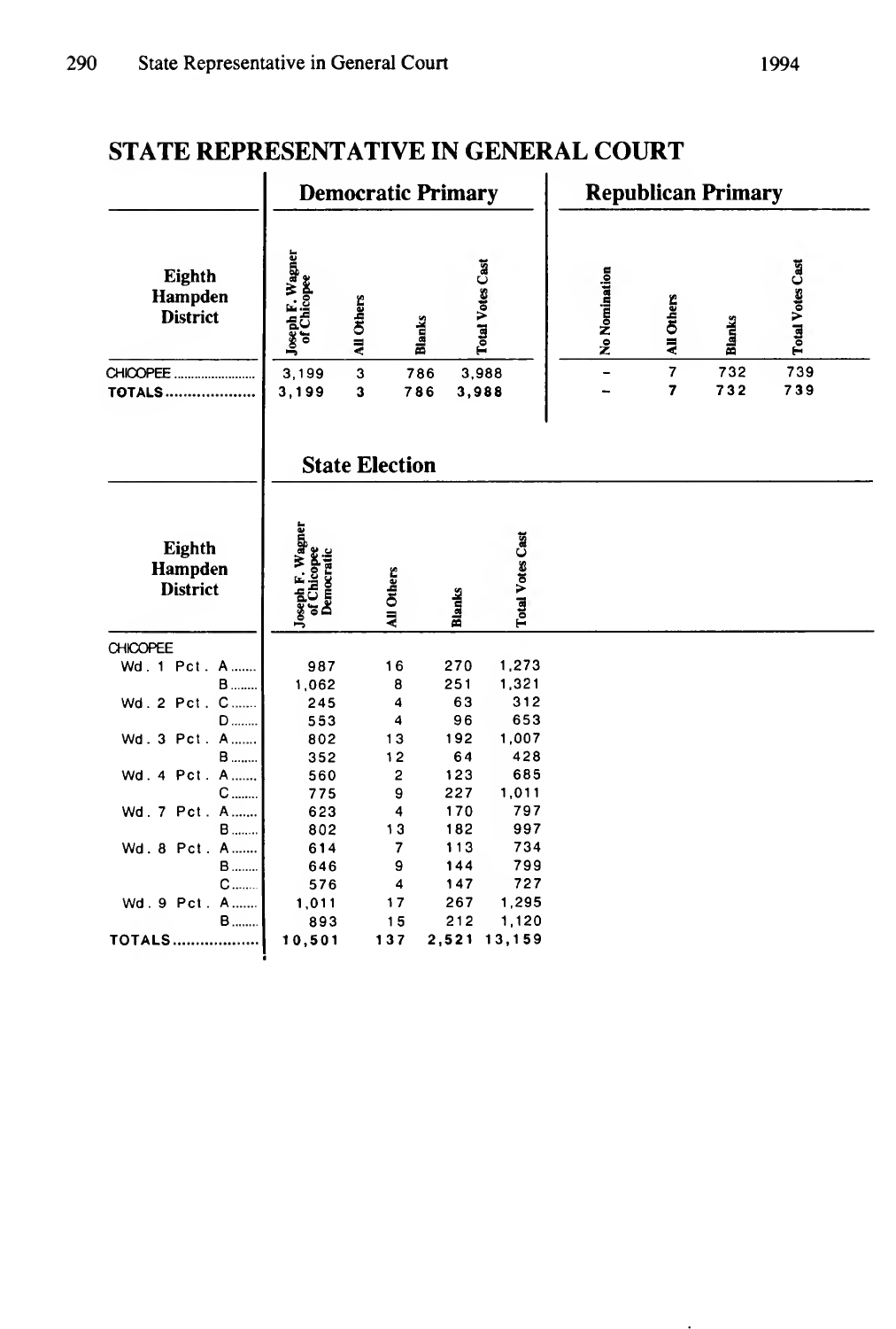## STATE REPRESENTATIVE IN GENERAL COURT

| Eighth Hampden District | Democratic Primary | | | | Republican Primary | | | |
|---|---|---|---|---|---|---|---|---|
| | Joseph F. Wagner of Chicopee | All Others | Blanks | Total Votes Cast | No Nomination | All Others | Blanks | Total Votes Cast |
| CHICOPEE | 3,199 | 3 | 786 | 3,988 | – | 7 | 732 | 739 |
| TOTALS | 3,199 | 3 | 786 | 3,988 | – | 7 | 732 | 739 |

### State Election

| Eighth Hampden District | Joseph F. Wagner of Chicopee Democratic | All Others | Blanks | Total Votes Cast |
|---|---|---|---|---|
| CHICOPEE | | | | |
| Wd. 1 Pct. A | 987 | 16 | 270 | 1,273 |
| B | 1,062 | 8 | 251 | 1,321 |
| Wd. 2 Pct. C | 245 | 4 | 63 | 312 |
| D | 553 | 4 | 96 | 653 |
| Wd. 3 Pct. A | 802 | 13 | 192 | 1,007 |
| B | 352 | 12 | 64 | 428 |
| Wd. 4 Pct. A | 560 | 2 | 123 | 685 |
| C | 775 | 9 | 227 | 1,011 |
| Wd. 7 Pct. A | 623 | 4 | 170 | 797 |
| B | 802 | 13 | 182 | 997 |
| Wd. 8 Pct. A | 614 | 7 | 113 | 734 |
| B | 646 | 9 | 144 | 799 |
| C | 576 | 4 | 147 | 727 |
| Wd. 9 Pct. A | 1,011 | 17 | 267 | 1,295 |
| B | 893 | 15 | 212 | 1,120 |
| TOTALS | 10,501 | 137 | 2,521 | 13,159 |